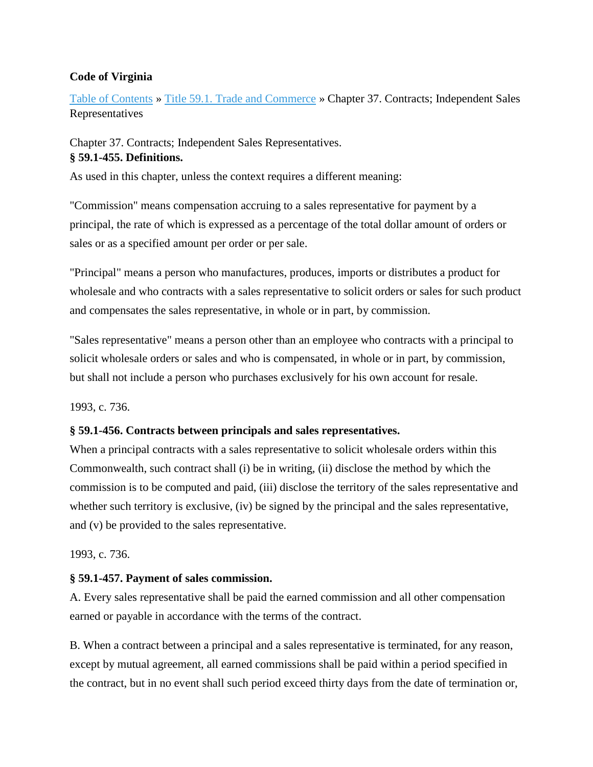**Code of Virginia**

Table of Contents » Title 59.1. Trade and Commerce » Chapter 37. Contracts; Independent Sales Representatives

Chapter 37. Contracts; Independent Sales Representatives.

**§ 59.1-455. Definitions.**

As used in this chapter, unless the context requires a different meaning:

"Commission" means compensation accruing to a sales representative for payment by a principal, the rate of which is expressed as a percentage of the total dollar amount of orders or sales or as a specified amount per order or per sale.

"Principal" means a person who manufactures, produces, imports or distributes a product for wholesale and who contracts with a sales representative to solicit orders or sales for such product and compensates the sales representative, in whole or in part, by commission.

"Sales representative" means a person other than an employee who contracts with a principal to solicit wholesale orders or sales and who is compensated, in whole or in part, by commission, but shall not include a person who purchases exclusively for his own account for resale.

1993, c. 736.

**§ 59.1-456. Contracts between principals and sales representatives.**

When a principal contracts with a sales representative to solicit wholesale orders within this Commonwealth, such contract shall (i) be in writing, (ii) disclose the method by which the commission is to be computed and paid, (iii) disclose the territory of the sales representative and whether such territory is exclusive, (iv) be signed by the principal and the sales representative, and (v) be provided to the sales representative.

1993, c. 736.

**§ 59.1-457. Payment of sales commission.**

A. Every sales representative shall be paid the earned commission and all other compensation earned or payable in accordance with the terms of the contract.

B. When a contract between a principal and a sales representative is terminated, for any reason, except by mutual agreement, all earned commissions shall be paid within a period specified in the contract, but in no event shall such period exceed thirty days from the date of termination or,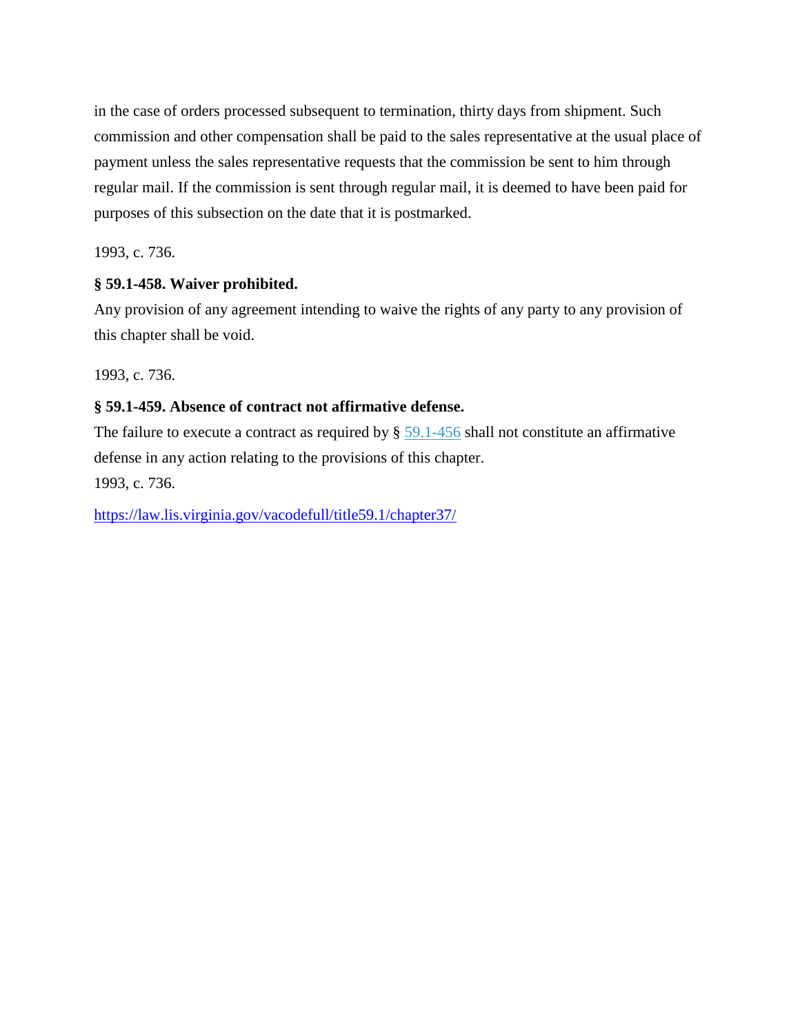in the case of orders processed subsequent to termination, thirty days from shipment. Such commission and other compensation shall be paid to the sales representative at the usual place of payment unless the sales representative requests that the commission be sent to him through regular mail. If the commission is sent through regular mail, it is deemed to have been paid for purposes of this subsection on the date that it is postmarked.

1993, c. 736.

**§ 59.1-458. Waiver prohibited.**

Any provision of any agreement intending to waive the rights of any party to any provision of this chapter shall be void.

1993, c. 736.

**§ 59.1-459. Absence of contract not affirmative defense.**

The failure to execute a contract as required by § 59.1-456 shall not constitute an affirmative defense in any action relating to the provisions of this chapter.

1993, c. 736.

https://law.lis.virginia.gov/vacodefull/title59.1/chapter37/